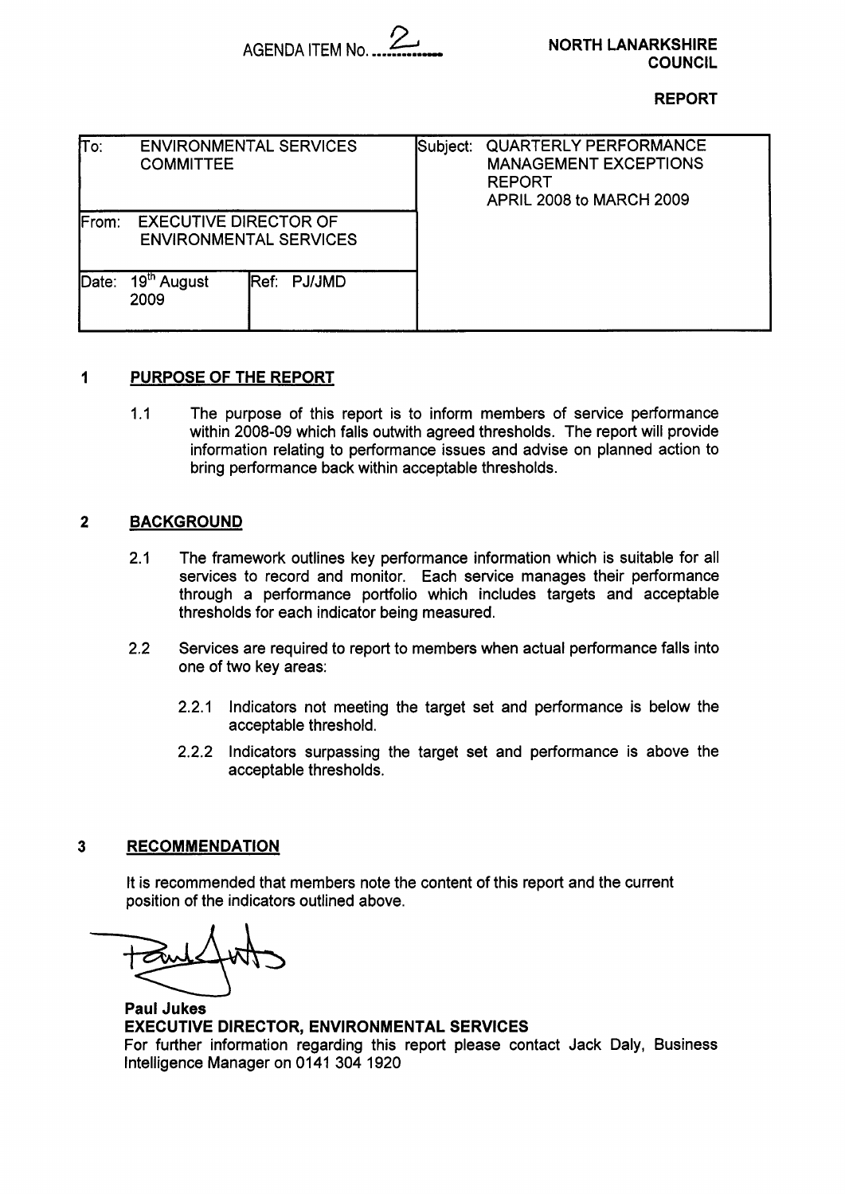AGENDA ITEM No. 2

**NORTH LANARKSHIRE COUNCIL**

**REPORT**

| To: ENVIRONMENTAL SERVICES COMMITTEE | | Subject: QUARTERLY PERFORMANCE MANAGEMENT EXCEPTIONS REPORT APRIL 2008 to MARCH 2009 |
|---|---|---|
| From: EXECUTIVE DIRECTOR OF ENVIRONMENTAL SERVICES | | |
| Date: 19th August 2009 | Ref: PJ/JMD | |

## 1 PURPOSE OF THE REPORT

1.1 The purpose of this report is to inform members of service performance within 2008-09 which falls outwith agreed thresholds. The report will provide information relating to performance issues and advise on planned action to bring performance back within acceptable thresholds.

## 2 BACKGROUND

2.1 The framework outlines key performance information which is suitable for all services to record and monitor. Each service manages their performance through a performance portfolio which includes targets and acceptable thresholds for each indicator being measured.

2.2 Services are required to report to members when actual performance falls into one of two key areas:

2.2.1 Indicators not meeting the target set and performance is below the acceptable threshold.

2.2.2 Indicators surpassing the target set and performance is above the acceptable thresholds.

## 3 RECOMMENDATION

It is recommended that members note the content of this report and the current position of the indicators outlined above.

**Paul Jukes**
**EXECUTIVE DIRECTOR, ENVIRONMENTAL SERVICES**
For further information regarding this report please contact Jack Daly, Business Intelligence Manager on 0141 304 1920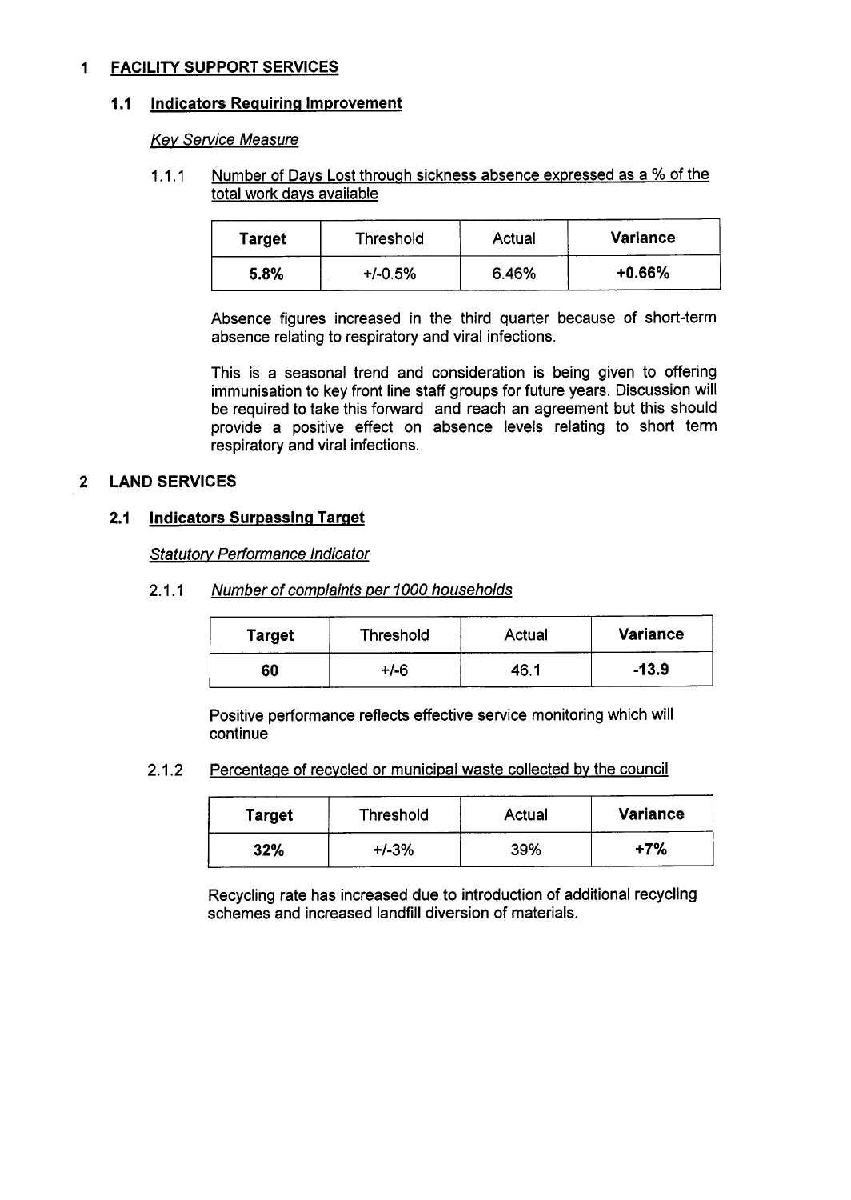## 1 FACILITY SUPPORT SERVICES

### 1.1 Indicators Requiring Improvement

*Key Service Measure*

#### 1.1.1 Number of Days Lost through sickness absence expressed as a % of the total work days available

| **Target** | Threshold | Actual | **Variance** |
|---|---|---|---|
| **5.8%** | +/-0.5% | 6.46% | **+0.66%** |

Absence figures increased in the third quarter because of short-term absence relating to respiratory and viral infections.

This is a seasonal trend and consideration is being given to offering immunisation to key front line staff groups for future years. Discussion will be required to take this forward and reach an agreement but this should provide a positive effect on absence levels relating to short term respiratory and viral infections.

## 2 LAND SERVICES

### 2.1 Indicators Surpassing Target

*Statutory Performance Indicator*

#### 2.1.1 *Number of complaints per 1000 households*

| **Target** | Threshold | Actual | **Variance** |
|---|---|---|---|
| **60** | +/-6 | 46.1 | **-13.9** |

Positive performance reflects effective service monitoring which will continue

#### 2.1.2 Percentage of recycled or municipal waste collected by the council

| **Target** | Threshold | Actual | **Variance** |
|---|---|---|---|
| **32%** | +/-3% | 39% | **+7%** |

Recycling rate has increased due to introduction of additional recycling schemes and increased landfill diversion of materials.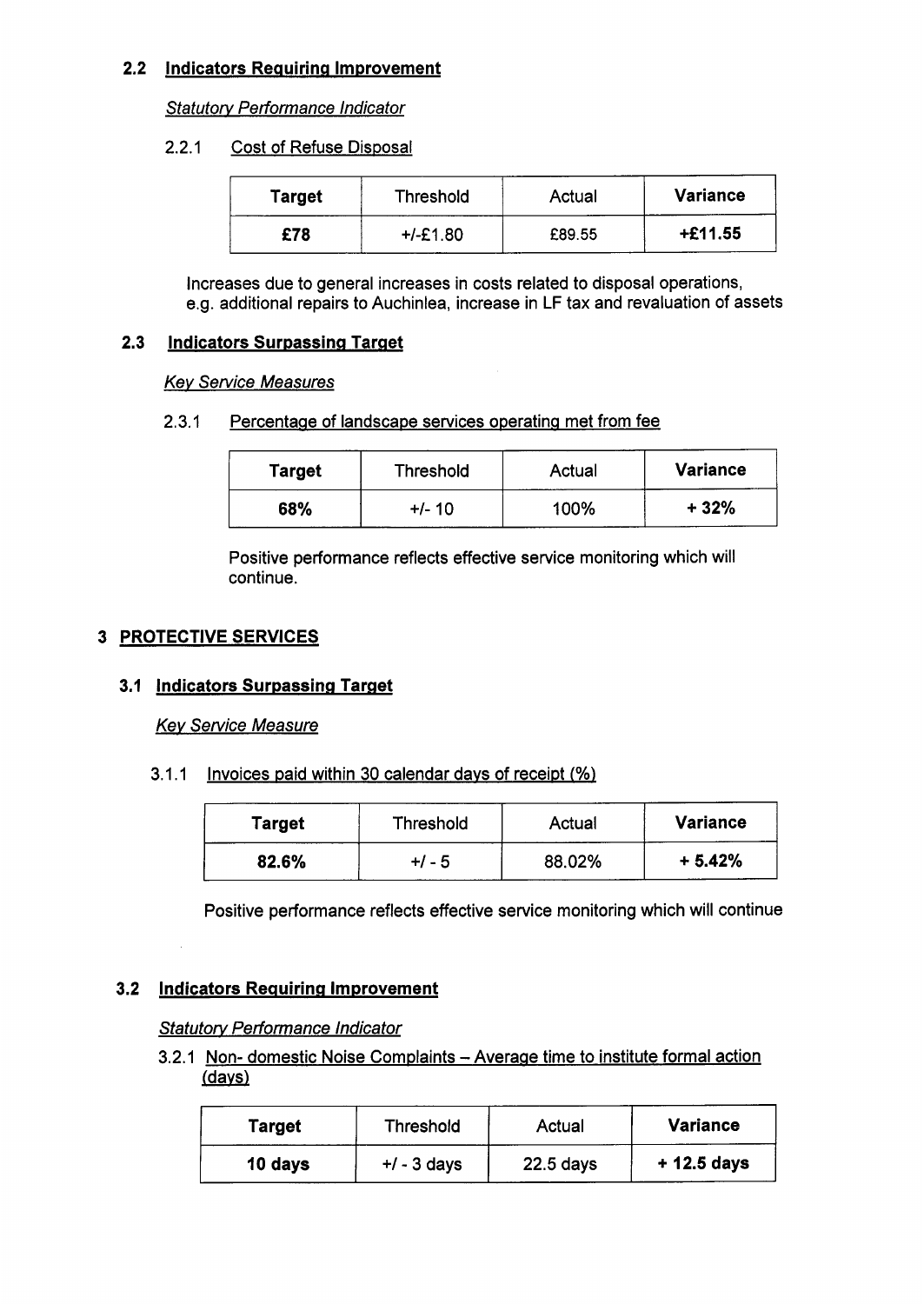### 2.2 Indicators Requiring Improvement

*Statutory Performance Indicator*

2.2.1 Cost of Refuse Disposal

| **Target** | Threshold | Actual | **Variance** |
|---|---|---|---|
| **£78** | +/-£1.80 | £89.55 | **+£11.55** |

Increases due to general increases in costs related to disposal operations, e.g. additional repairs to Auchinlea, increase in LF tax and revaluation of assets

### 2.3 Indicators Surpassing Target

*Key Service Measures*

2.3.1 Percentage of landscape services operating met from fee

| **Target** | Threshold | Actual | **Variance** |
|---|---|---|---|
| **68%** | +/- 10 | 100% | **+ 32%** |

Positive performance reflects effective service monitoring which will continue.

## 3 PROTECTIVE SERVICES

### 3.1 Indicators Surpassing Target

*Key Service Measure*

3.1.1 Invoices paid within 30 calendar days of receipt (%)

| **Target** | Threshold | Actual | **Variance** |
|---|---|---|---|
| **82.6%** | +/ - 5 | 88.02% | **+ 5.42%** |

Positive performance reflects effective service monitoring which will continue

### 3.2 Indicators Requiring Improvement

*Statutory Performance Indicator*

3.2.1 Non- domestic Noise Complaints – Average time to institute formal action (days)

| **Target** | Threshold | Actual | **Variance** |
|---|---|---|---|
| **10 days** | +/ - 3 days | 22.5 days | **+ 12.5 days** |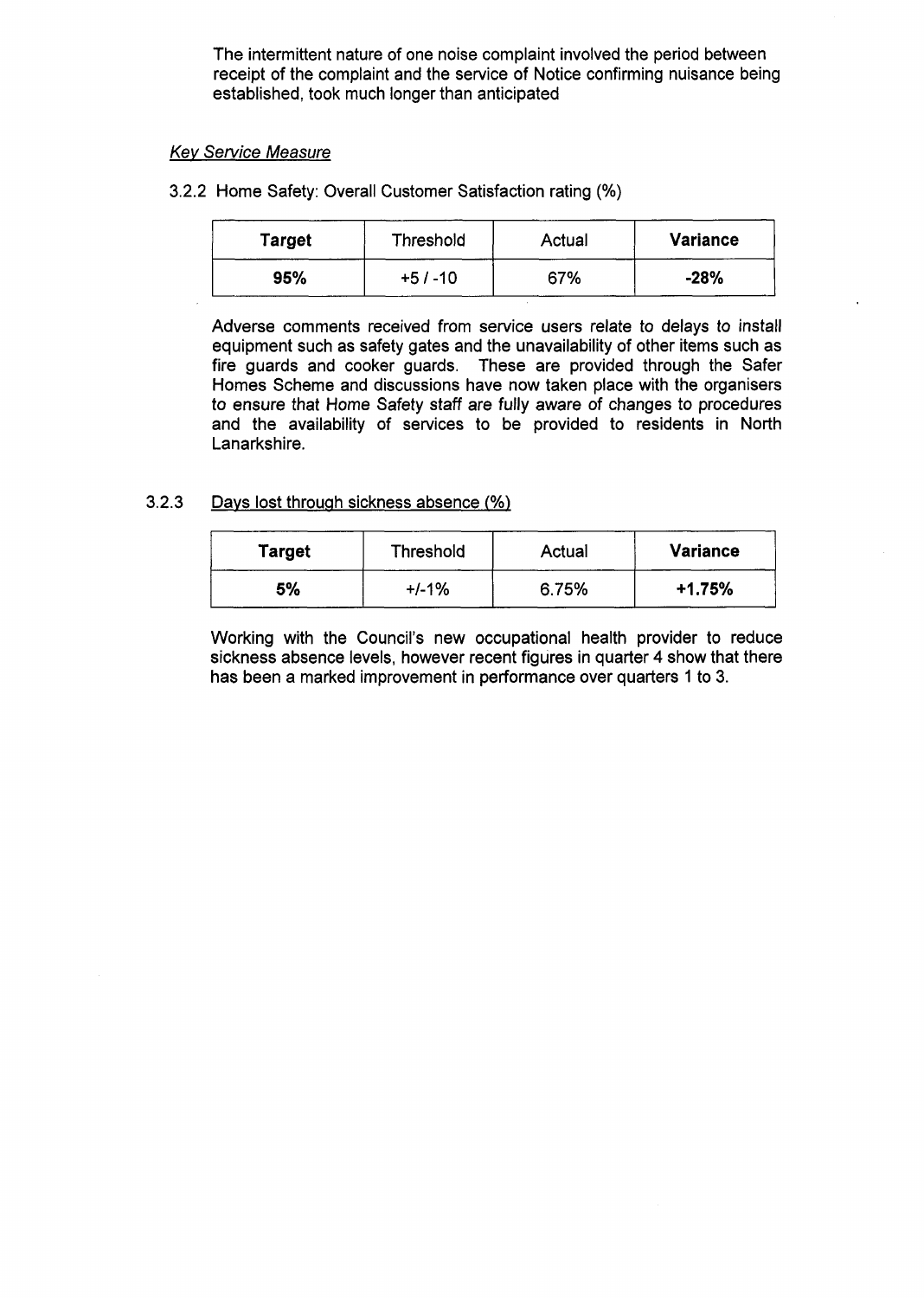The intermittent nature of one noise complaint involved the period between receipt of the complaint and the service of Notice confirming nuisance being established, took much longer than anticipated

*Key Service Measure*

3.2.2 Home Safety: Overall Customer Satisfaction rating (%)

| **Target** | Threshold | Actual | **Variance** |
|---|---|---|---|
| **95%** | +5 / -10 | 67% | **-28%** |

Adverse comments received from service users relate to delays to install equipment such as safety gates and the unavailability of other items such as fire guards and cooker guards. These are provided through the Safer Homes Scheme and discussions have now taken place with the organisers to ensure that Home Safety staff are fully aware of changes to procedures and the availability of services to be provided to residents in North Lanarkshire.

3.2.3 Days lost through sickness absence (%)

| **Target** | Threshold | Actual | **Variance** |
|---|---|---|---|
| **5%** | +/-1% | 6.75% | **+1.75%** |

Working with the Council's new occupational health provider to reduce sickness absence levels, however recent figures in quarter 4 show that there has been a marked improvement in performance over quarters 1 to 3.